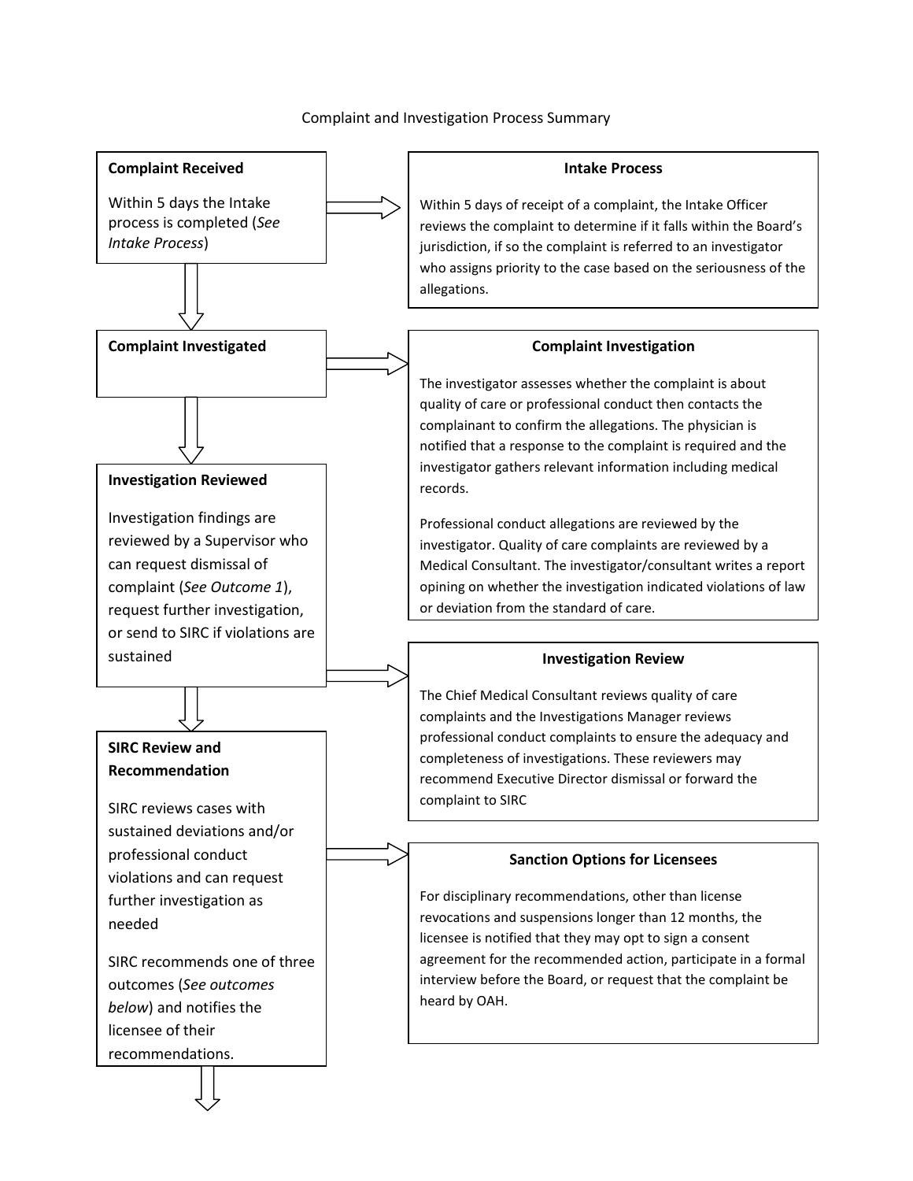# Complaint and Investigation Process Summary

**Complaint Received**

Within 5 days the Intake process is completed (*See Intake Process*)

**Intake Process**

Within 5 days of receipt of a complaint, the Intake Officer reviews the complaint to determine if it falls within the Board's jurisdiction, if so the complaint is referred to an investigator who assigns priority to the case based on the seriousness of the allegations.

**Complaint Investigated**

**Complaint Investigation**

The investigator assesses whether the complaint is about quality of care or professional conduct then contacts the complainant to confirm the allegations. The physician is notified that a response to the complaint is required and the investigator gathers relevant information including medical records.

Professional conduct allegations are reviewed by the investigator. Quality of care complaints are reviewed by a Medical Consultant. The investigator/consultant writes a report opining on whether the investigation indicated violations of law or deviation from the standard of care.

**Investigation Reviewed**

Investigation findings are reviewed by a Supervisor who can request dismissal of complaint (*See Outcome 1*), request further investigation, or send to SIRC if violations are sustained

**Investigation Review**

The Chief Medical Consultant reviews quality of care complaints and the Investigations Manager reviews professional conduct complaints to ensure the adequacy and completeness of investigations. These reviewers may recommend Executive Director dismissal or forward the complaint to SIRC

**SIRC Review and Recommendation**

SIRC reviews cases with sustained deviations and/or professional conduct violations and can request further investigation as needed

SIRC recommends one of three outcomes (*See outcomes below*) and notifies the licensee of their recommendations.

**Sanction Options for Licensees**

For disciplinary recommendations, other than license revocations and suspensions longer than 12 months, the licensee is notified that they may opt to sign a consent agreement for the recommended action, participate in a formal interview before the Board, or request that the complaint be heard by OAH.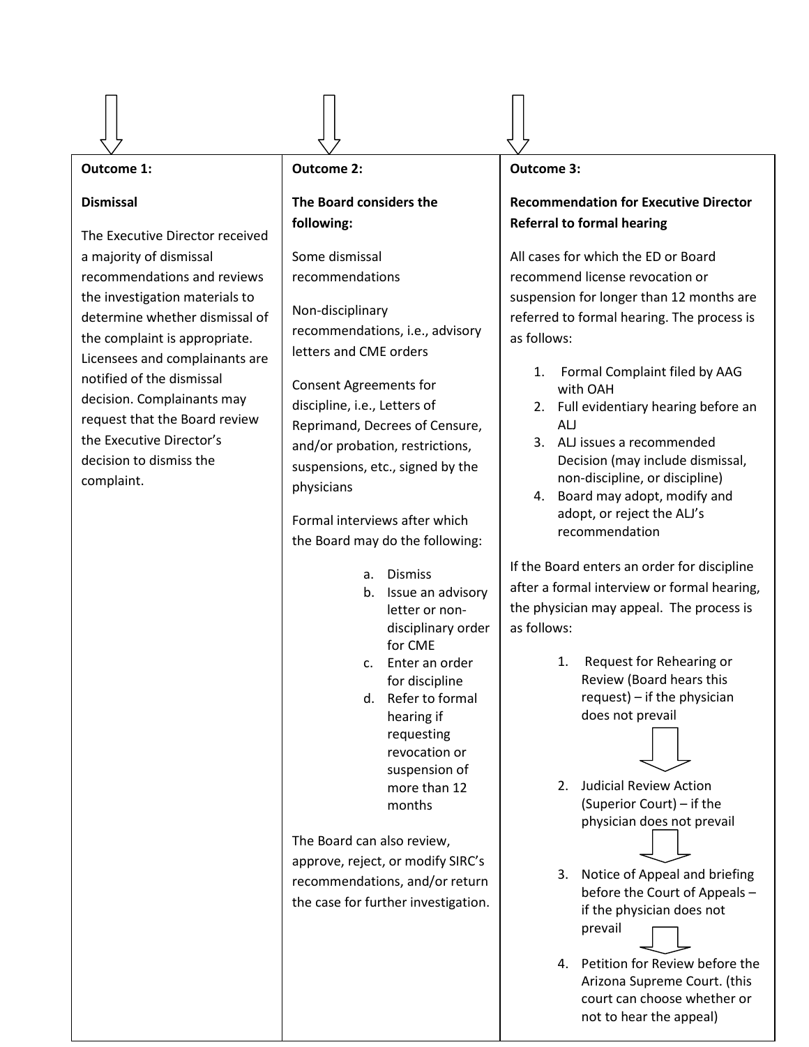| Outcome 1: | Outcome 2: | Outcome 3: |
|---|---|---|
| **Dismissal**<br><br>The Executive Director received a majority of dismissal recommendations and reviews the investigation materials to determine whether dismissal of the complaint is appropriate. Licensees and complainants are notified of the dismissal decision. Complainants may request that the Board review the Executive Director's decision to dismiss the complaint. | **The Board considers the following:**<br><br>Some dismissal recommendations<br><br>Non-disciplinary recommendations, i.e., advisory letters and CME orders<br><br>Consent Agreements for discipline, i.e., Letters of Reprimand, Decrees of Censure, and/or probation, restrictions, suspensions, etc., signed by the physicians<br><br>Formal interviews after which the Board may do the following:<br><br>a. Dismiss<br>b. Issue an advisory letter or non-disciplinary order for CME<br>c. Enter an order for discipline<br>d. Refer to formal hearing if requesting revocation or suspension of more than 12 months<br><br>The Board can also review, approve, reject, or modify SIRC's recommendations, and/or return the case for further investigation. | **Recommendation for Executive Director Referral to formal hearing**<br><br>All cases for which the ED or Board recommend license revocation or suspension for longer than 12 months are referred to formal hearing. The process is as follows:<br><br>1. Formal Complaint filed by AAG with OAH<br>2. Full evidentiary hearing before an ALJ<br>3. ALJ issues a recommended Decision (may include dismissal, non-discipline, or discipline)<br>4. Board may adopt, modify and adopt, or reject the ALJ's recommendation<br><br>If the Board enters an order for discipline after a formal interview or formal hearing, the physician may appeal. The process is as follows:<br><br>1. Request for Rehearing or Review (Board hears this request) – if the physician does not prevail<br>2. Judicial Review Action (Superior Court) – if the physician does not prevail<br>3. Notice of Appeal and briefing before the Court of Appeals – if the physician does not prevail<br>4. Petition for Review before the Arizona Supreme Court. (this court can choose whether or not to hear the appeal) |